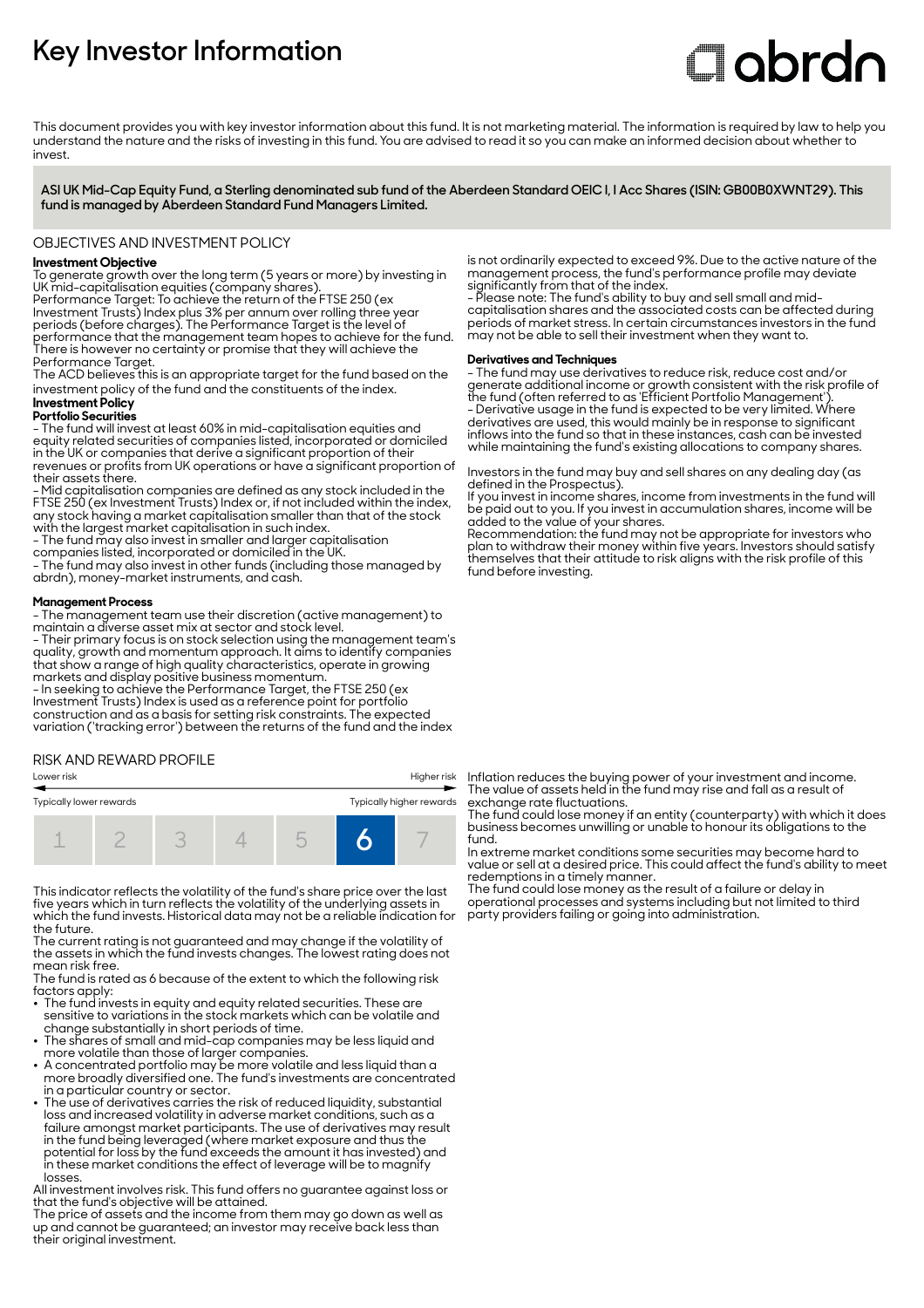# Key Investor Information

abrdn

This document provides you with key investor information about this fund. It is not marketing material. The information is required by law to help you understand the nature and the risks of investing in this fund. You are advised to read it so you can make an informed decision about whether to invest.

**ASI UK Mid-Cap Equity Fund, a Sterling denominated sub fund of the Aberdeen Standard OEIC I, I Acc Shares (ISIN: GB00B0XWNT29). This fund is managed by Aberdeen Standard Fund Managers Limited.**

## OBJECTIVES AND INVESTMENT POLICY

**Investment Objective**

To generate growth over the long term (5 years or more) by investing in UK mid-capitalisation equities (company shares).

Performance Target: To achieve the return of the FTSE 250 (ex Investment Trusts) Index plus 3% per annum over rolling three year periods (before charges). The Performance Target is the level of performance that the management team hopes to achieve for the fund. There is however no certainty or promise that they will achieve the Performance Target.

The ACD believes this is an appropriate target for the fund based on the investment policy of the fund and the constituents of the index.

**Investment Policy**

**Portfolio Securities**

- The fund will invest at least 60% in mid-capitalisation equities and equity related securities of companies listed, incorporated or domiciled in the UK or companies that derive a significant proportion of their revenues or profits from UK operations or have a significant proportion of their assets there.
- Mid capitalisation companies are defined as any stock included in the FTSE 250 (ex Investment Trusts) Index or, if not included within the index, any stock having a market capitalisation smaller than that of the stock with the largest market capitalisation in such index.
- The fund may also invest in smaller and larger capitalisation companies listed, incorporated or domiciled in the UK.
- The fund may also invest in other funds (including those managed by abrdn), money-market instruments, and cash.

**Management Process**

- The management team use their discretion (active management) to maintain a diverse asset mix at sector and stock level.
- Their primary focus is on stock selection using the management team's quality, growth and momentum approach. It aims to identify companies that show a range of high quality characteristics, operate in growing markets and display positive business momentum.
- In seeking to achieve the Performance Target, the FTSE 250 (ex Investment Trusts) Index is used as a reference point for portfolio construction and as a basis for setting risk constraints. The expected variation ('tracking error') between the returns of the fund and the index is not ordinarily expected to exceed 9%. Due to the active nature of the management process, the fund's performance profile may deviate significantly from that of the index.
- Please note: The fund's ability to buy and sell small and mid-capitalisation shares and the associated costs can be affected during periods of market stress. In certain circumstances investors in the fund may not be able to sell their investment when they want to.

**Derivatives and Techniques**

- The fund may use derivatives to reduce risk, reduce cost and/or generate additional income or growth consistent with the risk profile of the fund (often referred to as 'Efficient Portfolio Management').
- Derivative usage in the fund is expected to be very limited. Where derivatives are used, this would mainly be in response to significant inflows into the fund so that in these instances, cash can be invested while maintaining the fund's existing allocations to company shares.

Investors in the fund may buy and sell shares on any dealing day (as defined in the Prospectus).

If you invest in income shares, income from investments in the fund will be paid out to you. If you invest in accumulation shares, income will be added to the value of your shares.

Recommendation: the fund may not be appropriate for investors who plan to withdraw their money within five years. Investors should satisfy themselves that their attitude to risk aligns with the risk profile of this fund before investing.

## RISK AND REWARD PROFILE

| Lower risk | | | | | | Higher risk |
|---|---|---|---|---|---|---|
| Typically lower rewards | | | | | | Typically higher rewards |
| 1 | 2 | 3 | 4 | 5 | **6** | 7 |

This indicator reflects the volatility of the fund's share price over the last five years which in turn reflects the volatility of the underlying assets in which the fund invests. Historical data may not be a reliable indication for the future.

The current rating is not guaranteed and may change if the volatility of the assets in which the fund invests changes. The lowest rating does not mean risk free.

The fund is rated as 6 because of the extent to which the following risk factors apply:

- The fund invests in equity and equity related securities. These are sensitive to variations in the stock markets which can be volatile and change substantially in short periods of time.
- The shares of small and mid-cap companies may be less liquid and more volatile than those of larger companies.
- A concentrated portfolio may be more volatile and less liquid than a more broadly diversified one. The fund's investments are concentrated in a particular country or sector.
- The use of derivatives carries the risk of reduced liquidity, substantial loss and increased volatility in adverse market conditions, such as a failure amongst market participants. The use of derivatives may result in the fund being leveraged (where market exposure and thus the potential for loss by the fund exceeds the amount it has invested) and in these market conditions the effect of leverage will be to magnify losses.

All investment involves risk. This fund offers no guarantee against loss or that the fund's objective will be attained.

The price of assets and the income from them may go down as well as up and cannot be guaranteed; an investor may receive back less than their original investment.

Inflation reduces the buying power of your investment and income.

The value of assets held in the fund may rise and fall as a result of exchange rate fluctuations.

The fund could lose money if an entity (counterparty) with which it does business becomes unwilling or unable to honour its obligations to the fund.

In extreme market conditions some securities may become hard to value or sell at a desired price. This could affect the fund's ability to meet redemptions in a timely manner.

The fund could lose money as the result of a failure or delay in operational processes and systems including but not limited to third party providers failing or going into administration.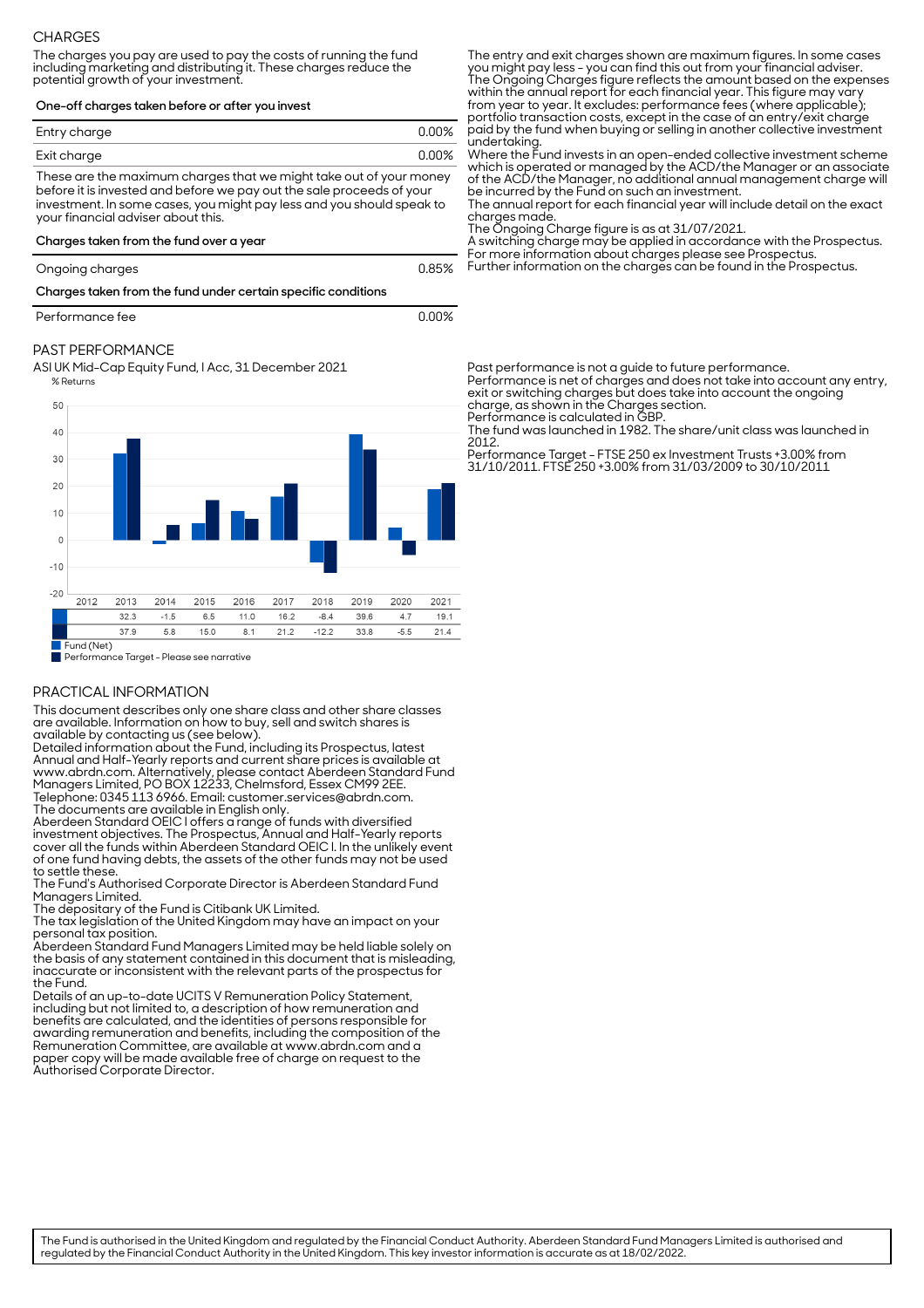## CHARGES

The charges you pay are used to pay the costs of running the fund including marketing and distributing it. These charges reduce the potential growth of your investment.

**One-off charges taken before or after you invest**

| | |
|---|---|
| Entry charge | 0.00% |
| Exit charge | 0.00% |

These are the maximum charges that we might take out of your money before it is invested and before we pay out the sale proceeds of your investment. In some cases, you might pay less and you should speak to your financial adviser about this.

**Charges taken from the fund over a year**

| | |
|---|---|
| Ongoing charges | 0.85% |

**Charges taken from the fund under certain specific conditions**

| | |
|---|---|
| Performance fee | 0.00% |

The entry and exit charges shown are maximum figures. In some cases you might pay less - you can find this out from your financial adviser. The Ongoing Charges figure reflects the amount based on the expenses within the annual report for each financial year. This figure may vary from year to year. It excludes: performance fees (where applicable); portfolio transaction costs, except in the case of an entry/exit charge paid by the fund when buying or selling in another collective investment undertaking.
Where the Fund invests in an open-ended collective investment scheme which is operated or managed by the ACD/the Manager or an associate of the ACD/the Manager, no additional annual management charge will be incurred by the Fund on such an investment.
The annual report for each financial year will include detail on the exact charges made.
The Ongoing Charge figure is as at 31/07/2021.
A switching charge may be applied in accordance with the Prospectus.
For more information about charges please see Prospectus.
Further information on the charges can be found in the Prospectus.

## PAST PERFORMANCE

ASI UK Mid-Cap Equity Fund, I Acc, 31 December 2021

% Returns

50
40
30
20
10
0
-10
-20

2012 2013 2014 2015 2016 2017 2018 2019 2020 2021

32.3 -1.5 6.5 11.0 16.2 -8.4 39.6 4.7 19.1

37.9 5.8 15.0 8.1 21.2 -12.2 33.8 -5.5 21.4

Fund (Net)
Performance Target - Please see narrative

Past performance is not a guide to future performance.
Performance is net of charges and does not take into account any entry, exit or switching charges but does take into account the ongoing charge, as shown in the Charges section.
Performance is calculated in GBP.
The fund was launched in 1982. The share/unit class was launched in 2012.
Performance Target - FTSE 250 ex Investment Trusts +3.00% from 31/10/2011. FTSE 250 +3.00% from 31/03/2009 to 30/10/2011

## PRACTICAL INFORMATION

This document describes only one share class and other share classes are available. Information on how to buy, sell and switch shares is available by contacting us (see below).
Detailed information about the Fund, including its Prospectus, latest Annual and Half-Yearly reports and current share prices is available at www.abrdn.com. Alternatively, please contact Aberdeen Standard Fund Managers Limited, PO BOX 12233, Chelmsford, Essex CM99 2EE. Telephone: 0345 113 6966. Email: customer.services@abrdn.com.
The documents are available in English only.
Aberdeen Standard OEIC I offers a range of funds with diversified investment objectives. The Prospectus, Annual and Half-Yearly reports cover all the funds within Aberdeen Standard OEIC I. In the unlikely event of one fund having debts, the assets of the other funds may not be used to settle these.
The Fund's Authorised Corporate Director is Aberdeen Standard Fund Managers Limited.
The depositary of the Fund is Citibank UK Limited.
The tax legislation of the United Kingdom may have an impact on your personal tax position.
Aberdeen Standard Fund Managers Limited may be held liable solely on the basis of any statement contained in this document that is misleading, inaccurate or inconsistent with the relevant parts of the prospectus for the Fund.
Details of an up-to-date UCITS V Remuneration Policy Statement, including but not limited to, a description of how remuneration and benefits are calculated, and the identities of persons responsible for awarding remuneration and benefits, including the composition of the Remuneration Committee, are available at www.abrdn.com and a paper copy will be made available free of charge on request to the Authorised Corporate Director.

The Fund is authorised in the United Kingdom and regulated by the Financial Conduct Authority. Aberdeen Standard Fund Managers Limited is authorised and regulated by the Financial Conduct Authority in the United Kingdom. This key investor information is accurate as at 18/02/2022.